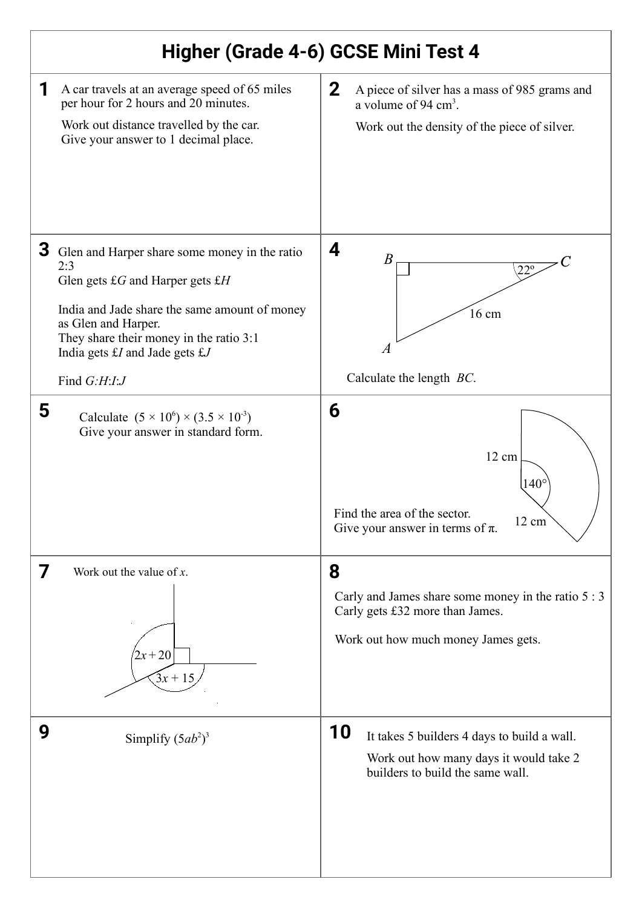# Higher (Grade 4-6) GCSE Mini Test 4

**1** A car travels at an average speed of 65 miles per hour for 2 hours and 20 minutes.

Work out distance travelled by the car.
Give your answer to 1 decimal place.

**2** A piece of silver has a mass of 985 grams and a volume of 94 $cm^3$.

Work out the density of the piece of silver.

**3** Glen and Harper share some money in the ratio 2:3
Glen gets £$G$ and Harper gets £$H$

India and Jade share the same amount of money as Glen and Harper.
They share their money in the ratio 3:1
India gets £$I$ and Jade gets £$J$

Find $G$:$H$:$I$:$J$

**4**

$B$, $C$, 22º, 16 cm, $A$

Calculate the length $BC$.

**5** Calculate $(5 \times 10^6) \times (3.5 \times 10^{-3})$
Give your answer in standard form.

**6**

12 cm, 140°, 12 cm

Find the area of the sector.
Give your answer in terms of π.

**7** Work out the value of $x$.

$2x + 20$, $3x + 15$

**8**

Carly and James share some money in the ratio 5 : 3
Carly gets £32 more than James.

Work out how much money James gets.

**9** Simplify $(5ab^2)^3$

**10** It takes 5 builders 4 days to build a wall.

Work out how many days it would take 2 builders to build the same wall.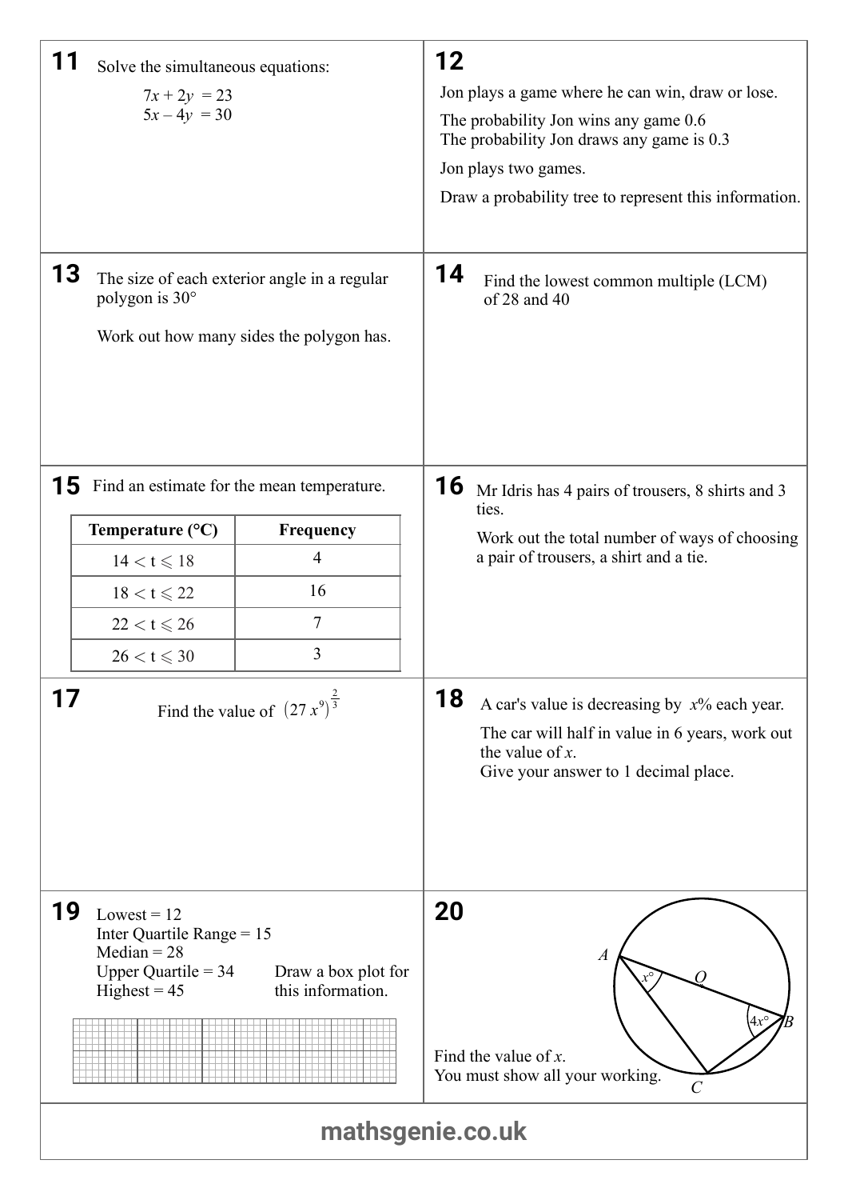**11** Solve the simultaneous equations:

$$7x + 2y = 23$$
$$5x - 4y = 30$$

**12** Jon plays a game where he can win, draw or lose.

The probability Jon wins any game 0.6
The probability Jon draws any game is 0.3

Jon plays two games.

Draw a probability tree to represent this information.

**13** The size of each exterior angle in a regular polygon is 30°

Work out how many sides the polygon has.

**14** Find the lowest common multiple (LCM) of 28 and 40

**15** Find an estimate for the mean temperature.

| Temperature (°C) | Frequency |
|---|---|
| $14 < t \leqslant 18$ | 4 |
| $18 < t \leqslant 22$ | 16 |
| $22 < t \leqslant 26$ | 7 |
| $26 < t \leqslant 30$ | 3 |

**16** Mr Idris has 4 pairs of trousers, 8 shirts and 3 ties.

Work out the total number of ways of choosing a pair of trousers, a shirt and a tie.

**17** Find the value of $\left(27\,x^9\right)^{\frac{2}{3}}$

**18** A car's value is decreasing by $x$% each year.

The car will half in value in 6 years, work out the value of $x$.
Give your answer to 1 decimal place.

**19** Lowest = 12
Inter Quartile Range = 15
Median = 28
Upper Quartile = 34
Highest = 45

Draw a box plot for this information.

**20**

A

O

B

C

$x°$

$4x°$

Find the value of $x$.
You must show all your working.

**mathsgenie.co.uk**